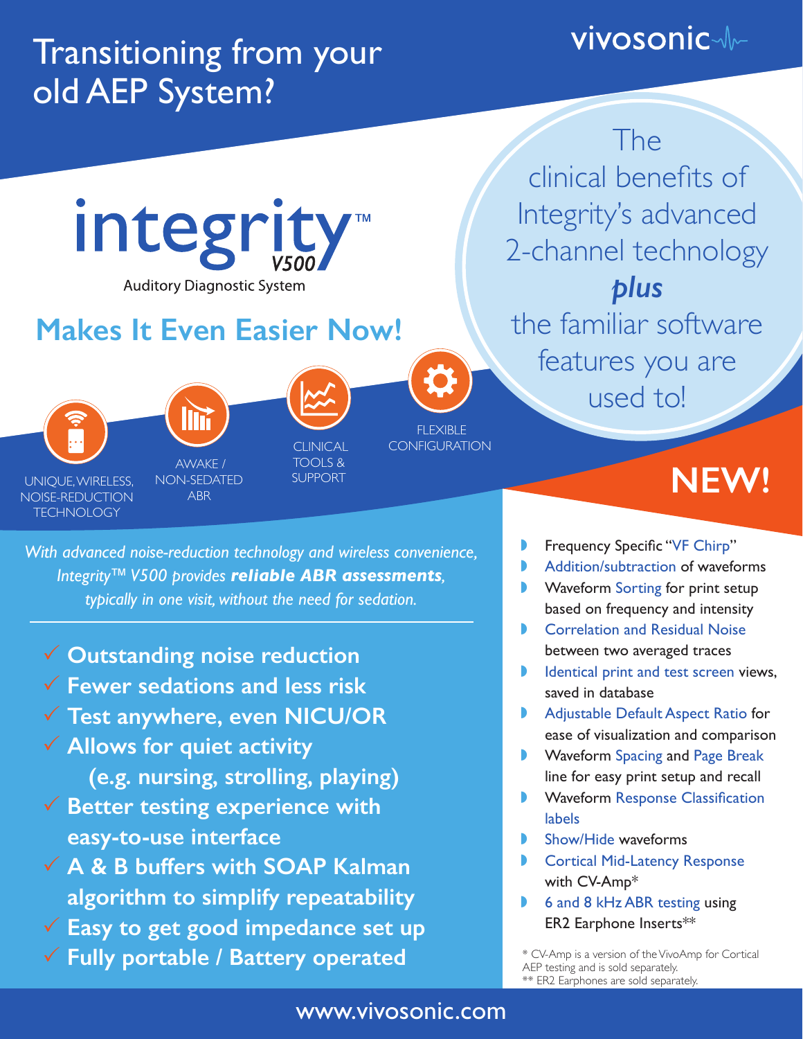# Transitioning from your old AEP System?

vivosonic

# integrity™ V500

Auditory Diagnostic System

## Makes It Even Easier Now!

UNIQUE, WIRELESS, NOISE-REDUCTION TECHNOLOGY

AWAKE / NON-SEDATED ABR

CLINICAL TOOLS & SUPPORT

FLEXIBLE CONFIGURATION

The clinical benefits of Integrity's advanced 2-channel technology ***plus*** the familiar software features you are used to!

*With advanced noise-reduction technology and wireless convenience, Integrity™ V500 provides **reliable ABR assessments**, typically in one visit, without the need for sedation.*

- ✓ **Outstanding noise reduction**
- ✓ **Fewer sedations and less risk**
- ✓ **Test anywhere, even NICU/OR**
- ✓ **Allows for quiet activity (e.g. nursing, strolling, playing)**
- ✓ **Better testing experience with easy-to-use interface**
- ✓ **A & B buffers with SOAP Kalman algorithm to simplify repeatability**
- ✓ **Easy to get good impedance set up**
- ✓ **Fully portable / Battery operated**

## NEW!

- Frequency Specific "VF Chirp"
- Addition/subtraction of waveforms
- Waveform Sorting for print setup based on frequency and intensity
- Correlation and Residual Noise between two averaged traces
- Identical print and test screen views, saved in database
- Adjustable Default Aspect Ratio for ease of visualization and comparison
- Waveform Spacing and Page Break line for easy print setup and recall
- Waveform Response Classification labels
- Show/Hide waveforms
- Cortical Mid-Latency Response with CV-Amp*
- 6 and 8 kHz ABR testing using ER2 Earphone Inserts**

\* CV-Amp is a version of the VivoAmp for Cortical AEP testing and is sold separately.
\*\* ER2 Earphones are sold separately.

www.vivosonic.com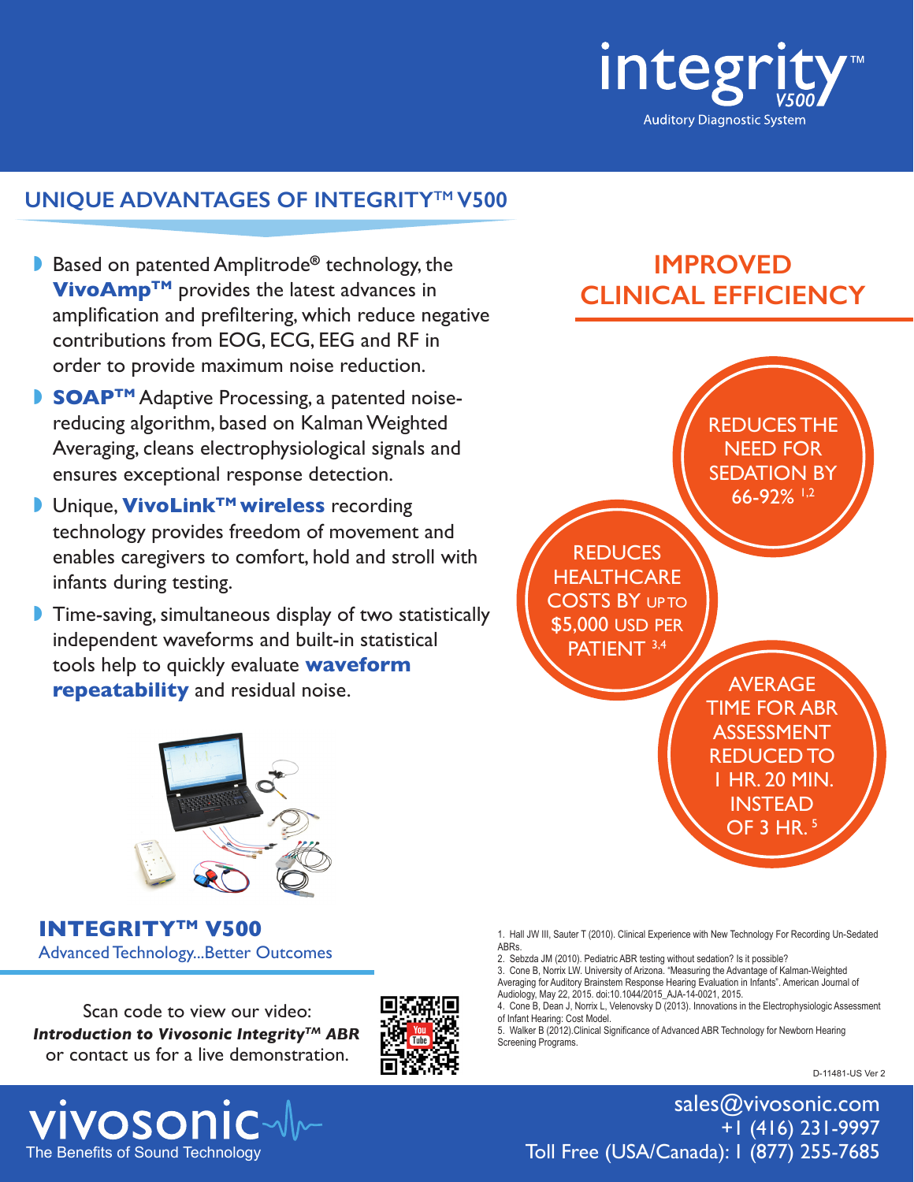# integrity™ V500

Auditory Diagnostic System

## UNIQUE ADVANTAGES OF INTEGRITY™ V500

- Based on patented Amplitrode® technology, the **VivoAmp™** provides the latest advances in amplification and prefiltering, which reduce negative contributions from EOG, ECG, EEG and RF in order to provide maximum noise reduction.
- **SOAP™** Adaptive Processing, a patented noise-reducing algorithm, based on Kalman Weighted Averaging, cleans electrophysiological signals and ensures exceptional response detection.
- Unique, **VivoLink™ wireless** recording technology provides freedom of movement and enables caregivers to comfort, hold and stroll with infants during testing.
- Time-saving, simultaneous display of two statistically independent waveforms and built-in statistical tools help to quickly evaluate **waveform repeatability** and residual noise.

## IMPROVED CLINICAL EFFICIENCY

REDUCES THE NEED FOR SEDATION BY 66-92% [1,2]

REDUCES HEALTHCARE COSTS BY UP TO $5,000 USD PER PATIENT [3,4]

AVERAGE TIME FOR ABR ASSESSMENT REDUCED TO 1 HR. 20 MIN. INSTEAD OF 3 HR. [5]

**INTEGRITY™ V500**

Advanced Technology...Better Outcomes

Scan code to view our video:
***Introduction to Vivosonic Integrity™ ABR***
or contact us for a live demonstration.

1. Hall JW III, Sauter T (2010). Clinical Experience with New Technology For Recording Un-Sedated ABRs.
2. Sebzda JM (2010). Pediatric ABR testing without sedation? Is it possible?
3. Cone B, Norrix LW. University of Arizona. "Measuring the Advantage of Kalman-Weighted Averaging for Auditory Brainstem Response Hearing Evaluation in Infants". American Journal of Audiology, May 22, 2015. doi:10.1044/2015_AJA-14-0021, 2015.
4. Cone B, Dean J, Norrix L, Velenovsky D (2013). Innovations in the Electrophysiologic Assessment of Infant Hearing: Cost Model.
5. Walker B (2012).Clinical Significance of Advanced ABR Technology for Newborn Hearing Screening Programs.

D-11481-US Ver 2

vivosonic
The Benefits of Sound Technology

sales@vivosonic.com
+1 (416) 231-9997
Toll Free (USA/Canada): 1 (877) 255-7685